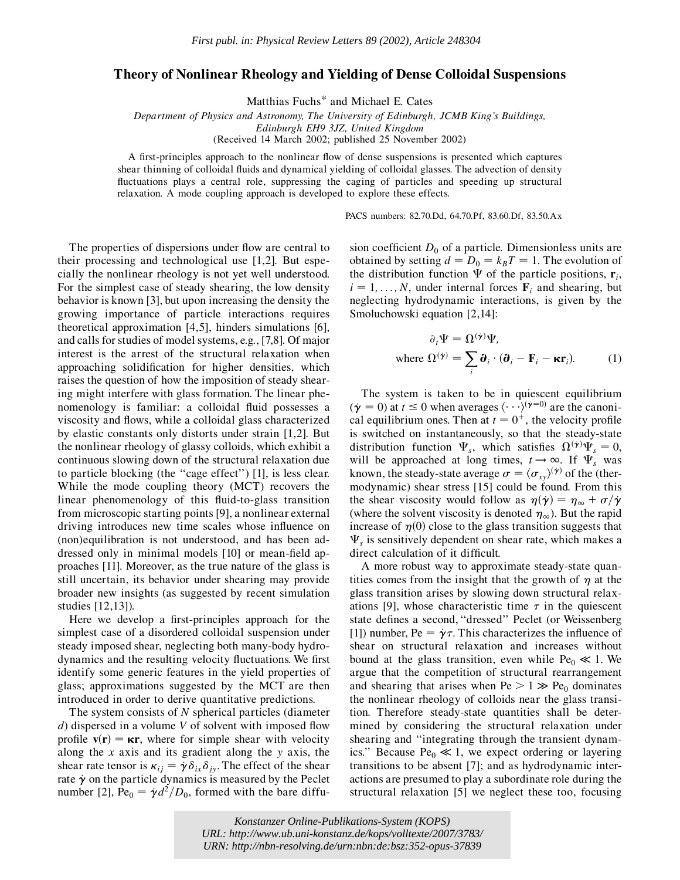*First publ. in: Physical Review Letters 89 (2002), Article 248304*

# Theory of Nonlinear Rheology and Yielding of Dense Colloidal Suspensions

Matthias Fuchs* and Michael E. Cates

*Department of Physics and Astronomy, The University of Edinburgh, JCMB King's Buildings, Edinburgh EH9 3JZ, United Kingdom*
(Received 14 March 2002; published 25 November 2002)

A first-principles approach to the nonlinear flow of dense suspensions is presented which captures shear thinning of colloidal fluids and dynamical yielding of colloidal glasses. The advection of density fluctuations plays a central role, suppressing the caging of particles and speeding up structural relaxation. A mode coupling approach is developed to explore these effects.

PACS numbers: 82.70.Dd, 64.70.Pf, 83.60.Df, 83.50.Ax

The properties of dispersions under flow are central to their processing and technological use [1,2]. But especially the nonlinear rheology is not yet well understood. For the simplest case of steady shearing, the low density behavior is known [3], but upon increasing the density the growing importance of particle interactions requires theoretical approximation [4,5], hinders simulations [6], and calls for studies of model systems, e.g., [7,8]. Of major interest is the arrest of the structural relaxation when approaching solidification for higher densities, which raises the question of how the imposition of steady shearing might interfere with glass formation. The linear phenomenology is familiar: a colloidal fluid possesses a viscosity and flows, while a colloidal glass characterized by elastic constants only distorts under strain [1,2]. But the nonlinear rheology of glassy colloids, which exhibit a continuous slowing down of the structural relaxation due to particle blocking (the "cage effect") [1], is less clear. While the mode coupling theory (MCT) recovers the linear phenomenology of this fluid-to-glass transition from microscopic starting points [9], a nonlinear external driving introduces new time scales whose influence on (non)equilibration is not understood, and has been addressed only in minimal models [10] or mean-field approaches [11]. Moreover, as the true nature of the glass is still uncertain, its behavior under shearing may provide broader new insights (as suggested by recent simulation studies [12,13]).

Here we develop a first-principles approach for the simplest case of a disordered colloidal suspension under steady imposed shear, neglecting both many-body hydrodynamics and the resulting velocity fluctuations. We first identify some generic features in the yield properties of glass; approximations suggested by the MCT are then introduced in order to derive quantitative predictions.

The system consists of $N$ spherical particles (diameter $d$) dispersed in a volume $V$ of solvent with imposed flow profile $\mathbf{v}(\mathbf{r}) = \boldsymbol{\kappa}\mathbf{r}$, where for simple shear with velocity along the $x$ axis and its gradient along the $y$ axis, the shear rate tensor is $\kappa_{ij} = \dot{\gamma}\delta_{ix}\delta_{jy}$. The effect of the shear rate $\dot{\gamma}$ on the particle dynamics is measured by the Peclet number [2], $\mathrm{Pe}_0 = \dot{\gamma}d^2/D_0$, formed with the bare diffusion coefficient $D_0$ of a particle. Dimensionless units are obtained by setting $d = D_0 = k_BT = 1$. The evolution of the distribution function $\Psi$ of the particle positions, $\mathbf{r}_i$, $i = 1, \ldots, N$, under internal forces $\mathbf{F}_i$ and shearing, but neglecting hydrodynamic interactions, is given by the Smoluchowski equation [2,14]:

$$\partial_t \Psi = \Omega^{(\dot{\gamma})}\Psi,$$
$$\text{where } \Omega^{(\dot{\gamma})} = \sum_i \boldsymbol{\partial}_i \cdot (\boldsymbol{\partial}_i - \mathbf{F}_i - \boldsymbol{\kappa}\mathbf{r}_i). \tag{1}$$

The system is taken to be in quiescent equilibrium ($\dot{\gamma} = 0$) at $t \leq 0$ when averages $\langle \cdots \rangle^{(\dot{\gamma}=0)}$ are the canonical equilibrium ones. Then at $t = 0^+$, the velocity profile is switched on instantaneously, so that the steady-state distribution function $\Psi_s$, which satisfies $\Omega^{(\dot{\gamma})}\Psi_s = 0$, will be approached at long times, $t \to \infty$. If $\Psi_s$ was known, the steady-state average $\sigma = \langle \sigma_{xy} \rangle^{(\dot{\gamma})}$ of the (thermodynamic) shear stress [15] could be found. From this the shear viscosity would follow as $\eta(\dot{\gamma}) = \eta_\infty + \sigma/\dot{\gamma}$ (where the solvent viscosity is denoted $\eta_\infty$). But the rapid increase of $\eta(0)$ close to the glass transition suggests that $\Psi_s$ is sensitively dependent on shear rate, which makes a direct calculation of it difficult.

A more robust way to approximate steady-state quantities comes from the insight that the growth of $\eta$ at the glass transition arises by slowing down structural relaxations [9], whose characteristic time $\tau$ in the quiescent state defines a second, "dressed" Peclet (or Weissenberg [1]) number, $\mathrm{Pe} = \dot{\gamma}\tau$. This characterizes the influence of shear on structural relaxation and increases without bound at the glass transition, even while $\mathrm{Pe}_0 \ll 1$. We argue that the competition of structural rearrangement and shearing that arises when $\mathrm{Pe} > 1 \gg \mathrm{Pe}_0$ dominates the nonlinear rheology of colloids near the glass transition. Therefore steady-state quantities shall be determined by considering the structural relaxation under shearing and "integrating through the transient dynamics." Because $\mathrm{Pe}_0 \ll 1$, we expect ordering or layering transitions to be absent [7]; and as hydrodynamic interactions are presumed to play a subordinate role during the structural relaxation [5] we neglect these too, focusing

Konstanzer Online-Publikations-System (KOPS)
URL: http://www.ub.uni-konstanz.de/kops/volltexte/2007/3783/
URN: http://nbn-resolving.de/urn:nbn:de:bsz:352-opus-37839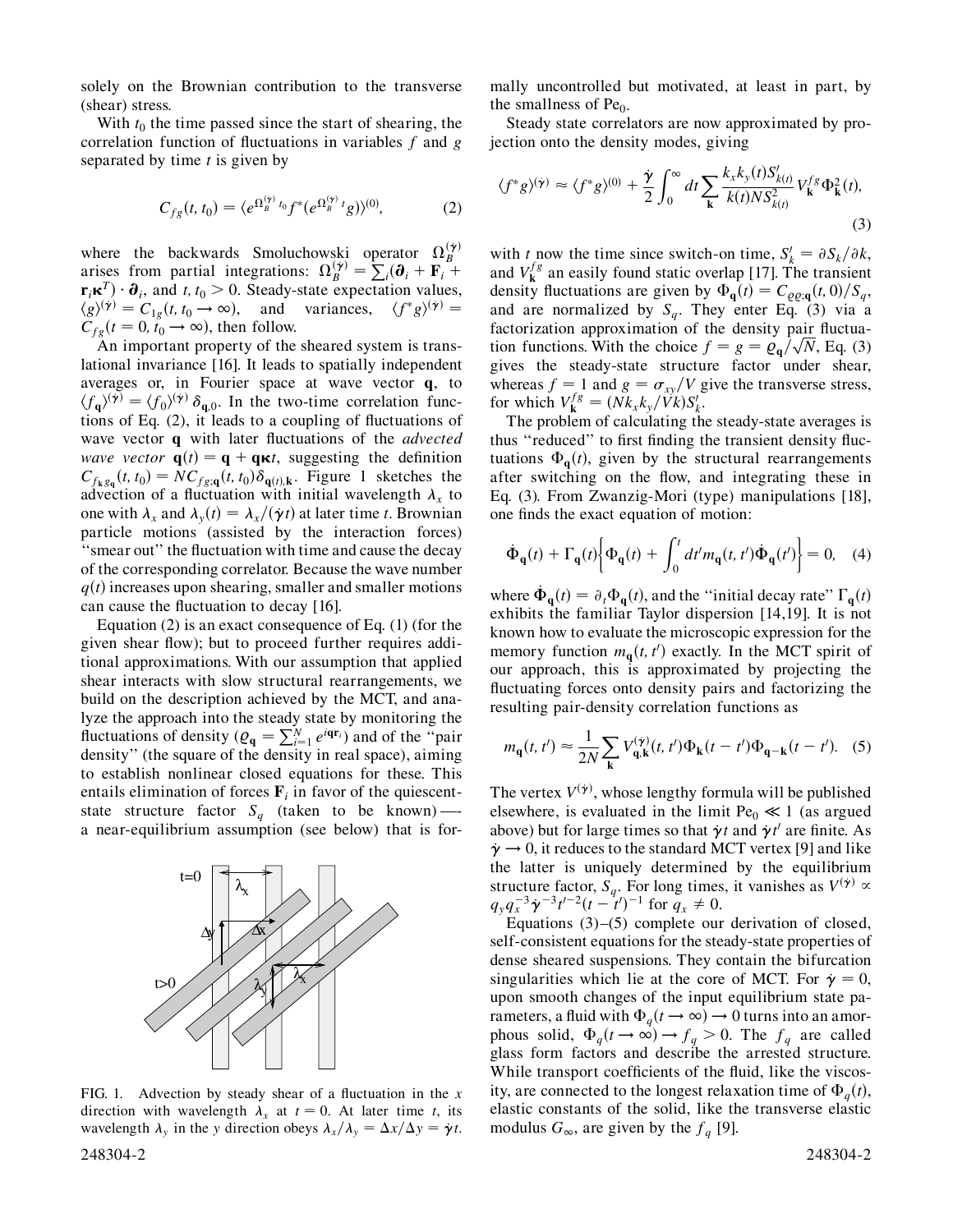solely on the Brownian contribution to the transverse (shear) stress.

With $t_0$ the time passed since the start of shearing, the correlation function of fluctuations in variables $f$ and $g$ separated by time $t$ is given by

$$C_{fg}(t, t_0) = \langle e^{\Omega_B^{(\dot\gamma)} t_0} f^* (e^{\Omega_B^{(\dot\gamma)} t} g)\rangle^{(0)}, \tag{2}$$

where the backwards Smoluchowski operator $\Omega_B^{(\dot\gamma)}$ arises from partial integrations: $\Omega_B^{(\dot\gamma)} = \sum_i (\boldsymbol{\partial}_i + \mathbf{F}_i + \mathbf{r}_i \boldsymbol{\kappa}^T) \cdot \boldsymbol{\partial}_i$, and $t, t_0 > 0$. Steady-state expectation values, $\langle g \rangle^{(\dot\gamma)} = C_{1g}(t, t_0 \to \infty)$, and variances, $\langle f^* g\rangle^{(\dot\gamma)} = C_{fg}(t = 0, t_0 \to \infty)$, then follow.

An important property of the sheared system is translational invariance [16]. It leads to spatially independent averages or, in Fourier space at wave vector $\mathbf{q}$, to $\langle f_{\mathbf{q}} \rangle^{(\dot\gamma)} = \langle f_0 \rangle^{(\dot\gamma)} \delta_{\mathbf{q},0}$. In the two-time correlation functions of Eq. (2), it leads to a coupling of fluctuations of wave vector $\mathbf{q}$ with later fluctuations of the *advected wave vector* $\mathbf{q}(t) = \mathbf{q} + \mathbf{q}\boldsymbol{\kappa} t$, suggesting the definition $C_{f_{\mathbf{k}} g_{\mathbf{q}}}(t, t_0) = N C_{fg;\mathbf{q}}(t, t_0) \delta_{\mathbf{q}(t),\mathbf{k}}$. Figure 1 sketches the advection of a fluctuation with initial wavelength $\lambda_x$ to one with $\lambda_x$ and $\lambda_y(t) = \lambda_x/(\dot\gamma t)$ at later time $t$. Brownian particle motions (assisted by the interaction forces) "smear out" the fluctuation with time and cause the decay of the corresponding correlator. Because the wave number $q(t)$ increases upon shearing, smaller and smaller motions can cause the fluctuation to decay [16].

Equation (2) is an exact consequence of Eq. (1) (for the given shear flow); but to proceed further requires additional approximations. With our assumption that applied shear interacts with slow structural rearrangements, we build on the description achieved by the MCT, and analyze the approach into the steady state by monitoring the fluctuations of density ($\varrho_{\mathbf{q}} = \sum_{i=1}^N e^{i\mathbf{q}\mathbf{r}_i}$) and of the "pair density" (the square of the density in real space), aiming to establish nonlinear closed equations for these. This entails elimination of forces $\mathbf{F}_i$ in favor of the quiescent-state structure factor $S_q$ (taken to be known)—a near-equilibrium assumption (see below) that is formally uncontrolled but motivated, at least in part, by the smallness of $\text{Pe}_0$.

FIG. 1. Advection by steady shear of a fluctuation in the $x$ direction with wavelength $\lambda_x$ at $t = 0$. At later time $t$, its wavelength $\lambda_y$ in the $y$ direction obeys $\lambda_x/\lambda_y = \Delta x/\Delta y = \dot\gamma t$.

Steady state correlators are now approximated by projection onto the density modes, giving

$$\langle f^* g\rangle^{(\dot\gamma)} \approx \langle f^* g\rangle^{(0)} + \frac{\dot\gamma}{2}\int_0^\infty dt \sum_{\mathbf{k}} \frac{k_x k_y(t) S'_{k(t)}}{k(t) N S^2_{k(t)}} V_{\mathbf{k}}^{fg} \Phi^2_{\mathbf{k}}(t), \tag{3}$$

with $t$ now the time since switch-on time, $S'_k = \partial S_k/\partial k$, and $V_{\mathbf{k}}^{fg}$ an easily found static overlap [17]. The transient density fluctuations are given by $\Phi_{\mathbf{q}}(t) = C_{\varrho\varrho;\mathbf{q}}(t, 0)/S_q$, and are normalized by $S_q$. They enter Eq. (3) via a factorization approximation of the density pair fluctuation functions. With the choice $f = g = \varrho_{\mathbf{q}}/\sqrt{N}$, Eq. (3) gives the steady-state structure factor under shear, whereas $f = 1$ and $g = \sigma_{xy}/V$ give the transverse stress, for which $V_{\mathbf{k}}^{fg} = (N k_x k_y / V k) S'_k$.

The problem of calculating the steady-state averages is thus "reduced" to first finding the transient density fluctuations $\Phi_{\mathbf{q}}(t)$, given by the structural rearrangements after switching on the flow, and integrating these in Eq. (3). From Zwanzig-Mori (type) manipulations [18], one finds the exact equation of motion:

$$\dot\Phi_{\mathbf{q}}(t) + \Gamma_{\mathbf{q}}(t)\left\{\Phi_{\mathbf{q}}(t) + \int_0^t dt' m_{\mathbf{q}}(t, t') \dot\Phi_{\mathbf{q}}(t')\right\} = 0, \tag{4}$$

where $\dot\Phi_{\mathbf{q}}(t) = \partial_t \Phi_{\mathbf{q}}(t)$, and the "initial decay rate" $\Gamma_{\mathbf{q}}(t)$ exhibits the familiar Taylor dispersion [14,19]. It is not known how to evaluate the microscopic expression for the memory function $m_{\mathbf{q}}(t, t')$ exactly. In the MCT spirit of our approach, this is approximated by projecting the fluctuating forces onto density pairs and factorizing the resulting pair-density correlation functions as

$$m_{\mathbf{q}}(t, t') \approx \frac{1}{2N}\sum_{\mathbf{k}} V^{(\dot\gamma)}_{\mathbf{q},\mathbf{k}}(t, t') \Phi_{\mathbf{k}}(t - t') \Phi_{\mathbf{q}-\mathbf{k}}(t - t'). \tag{5}$$

The vertex $V^{(\dot\gamma)}$, whose lengthy formula will be published elsewhere, is evaluated in the limit $\text{Pe}_0 \ll 1$ (as argued above) but for large times so that $\dot\gamma t$ and $\dot\gamma t'$ are finite. As $\dot\gamma \to 0$, it reduces to the standard MCT vertex [9] and like the latter is uniquely determined by the equilibrium structure factor, $S_q$. For long times, it vanishes as $V^{(\dot\gamma)} \propto q_y q_x^{-3} \dot\gamma^{-3} t'^{-2} (t - t')^{-1}$ for $q_x \neq 0$.

Equations (3)–(5) complete our derivation of closed, self-consistent equations for the steady-state properties of dense sheared suspensions. They contain the bifurcation singularities which lie at the core of MCT. For $\dot\gamma = 0$, upon smooth changes of the input equilibrium state parameters, a fluid with $\Phi_q(t \to \infty) \to 0$ turns into an amorphous solid, $\Phi_q(t \to \infty) \to f_q > 0$. The $f_q$ are called glass form factors and describe the arrested structure. While transport coefficients of the fluid, like the viscosity, are connected to the longest relaxation time of $\Phi_q(t)$, elastic constants of the solid, like the transverse elastic modulus $G_\infty$, are given by the $f_q$ [9].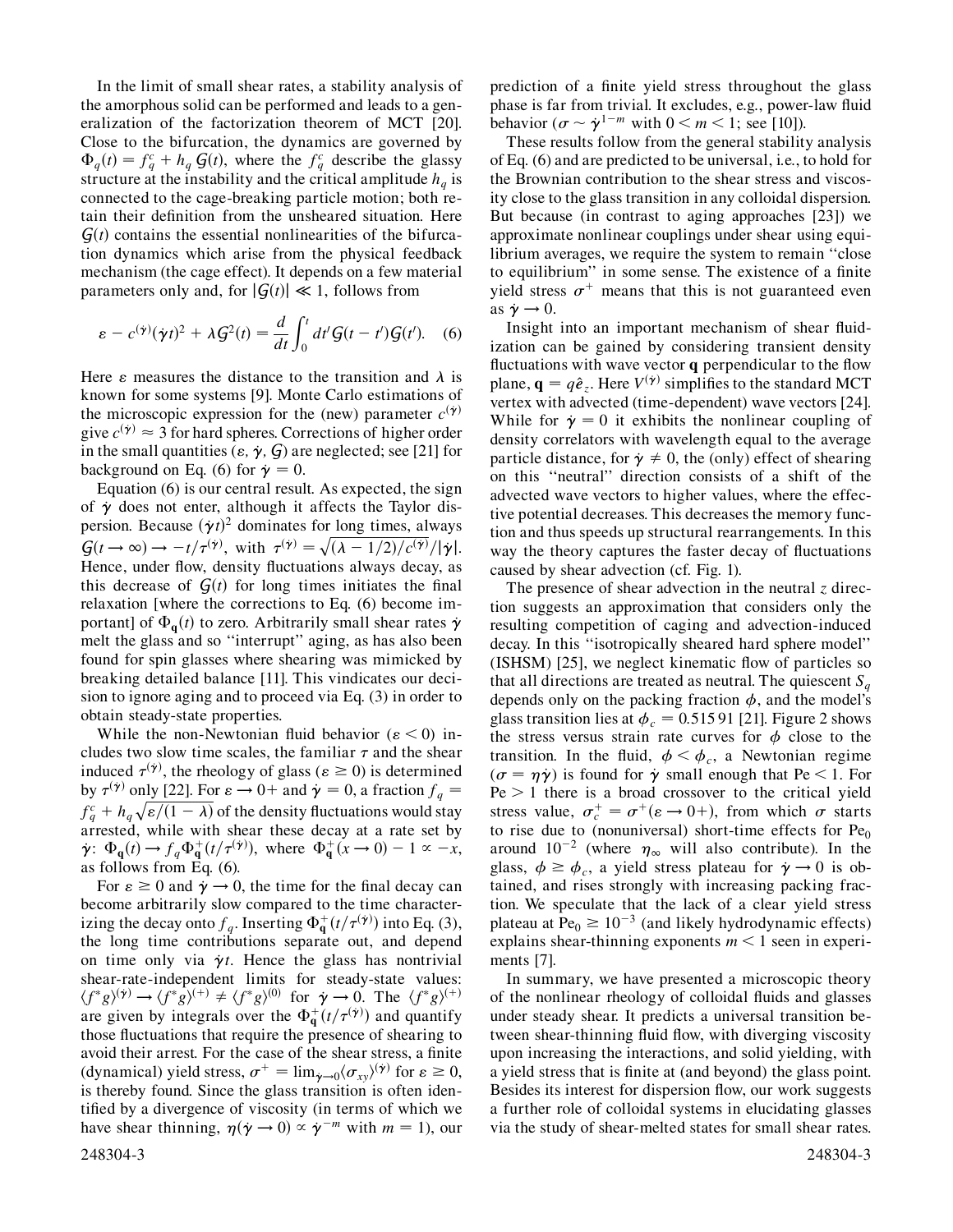In the limit of small shear rates, a stability analysis of the amorphous solid can be performed and leads to a generalization of the factorization theorem of MCT [20]. Close to the bifurcation, the dynamics are governed by $\Phi_q(t) = f_q^c + h_q\, \mathcal{G}(t)$, where the $f_q^c$ describe the glassy structure at the instability and the critical amplitude $h_q$ is connected to the cage-breaking particle motion; both retain their definition from the unsheared situation. Here $\mathcal{G}(t)$ contains the essential nonlinearities of the bifurcation dynamics which arise from the physical feedback mechanism (the cage effect). It depends on a few material parameters only and, for $|\mathcal{G}(t)| \ll 1$, follows from

$$\varepsilon - c^{(\dot\gamma)}(\dot\gamma t)^2 + \lambda \mathcal{G}^2(t) = \frac{d}{dt}\int_0^t dt' \mathcal{G}(t-t')\mathcal{G}(t'). \quad (6)$$

Here $\varepsilon$ measures the distance to the transition and $\lambda$ is known for some systems [9]. Monte Carlo estimations of the microscopic expression for the (new) parameter $c^{(\dot\gamma)}$ give $c^{(\dot\gamma)} \approx 3$ for hard spheres. Corrections of higher order in the small quantities ($\varepsilon$, $\dot\gamma$, $\mathcal{G}$) are neglected; see [21] for background on Eq. (6) for $\dot\gamma = 0$.

Equation (6) is our central result. As expected, the sign of $\dot\gamma$ does not enter, although it affects the Taylor dispersion. Because $(\dot\gamma t)^2$ dominates for long times, always $\mathcal{G}(t \to \infty) \to -t/\tau^{(\dot\gamma)}$, with $\tau^{(\dot\gamma)} = \sqrt{(\lambda - 1/2)/c^{(\dot\gamma)}}/|\dot\gamma|$. Hence, under flow, density fluctuations always decay, as this decrease of $\mathcal{G}(t)$ for long times initiates the final relaxation [where the corrections to Eq. (6) become important] of $\Phi_{\mathbf{q}}(t)$ to zero. Arbitrarily small shear rates $\dot\gamma$ melt the glass and so "interrupt" aging, as has also been found for spin glasses where shearing was mimicked by breaking detailed balance [11]. This vindicates our decision to ignore aging and to proceed via Eq. (3) in order to obtain steady-state properties.

While the non-Newtonian fluid behavior ($\varepsilon < 0$) includes two slow time scales, the familiar $\tau$ and the shear induced $\tau^{(\dot\gamma)}$, the rheology of glass ($\varepsilon \geq 0$) is determined by $\tau^{(\dot\gamma)}$ only [22]. For $\varepsilon \to 0+$ and $\dot\gamma = 0$, a fraction $f_q = f_q^c + h_q\sqrt{\varepsilon/(1-\lambda)}$ of the density fluctuations would stay arrested, while with shear these decay at a rate set by $\dot\gamma$: $\Phi_{\mathbf{q}}(t) \to f_q \Phi_{\mathbf{q}}^+(t/\tau^{(\dot\gamma)})$, where $\Phi_{\mathbf{q}}^+(x \to 0) - 1 \propto -x$, as follows from Eq. (6).

For $\varepsilon \geq 0$ and $\dot\gamma \to 0$, the time for the final decay can become arbitrarily slow compared to the time characterizing the decay onto $f_q$. Inserting $\Phi_{\mathbf{q}}^+(t/\tau^{(\dot\gamma)})$ into Eq. (3), the long time contributions separate out, and depend on time only via $\dot\gamma t$. Hence the glass has nontrivial shear-rate-independent limits for steady-state values: $\langle f^* g\rangle^{(\dot\gamma)} \to \langle f^* g\rangle^{(+)} \neq \langle f^* g\rangle^{(0)}$ for $\dot\gamma \to 0$. The $\langle f^* g\rangle^{(+)}$ are given by integrals over the $\Phi_{\mathbf{q}}^+(t/\tau^{(\dot\gamma)})$ and quantify those fluctuations that require the presence of shearing to avoid their arrest. For the case of the shear stress, a finite (dynamical) yield stress, $\sigma^+ = \lim_{\dot\gamma \to 0}\langle \sigma_{xy}\rangle^{(\dot\gamma)}$ for $\varepsilon \geq 0$, is thereby found. Since the glass transition is often identified by a divergence of viscosity (in terms of which we have shear thinning, $\eta(\dot\gamma \to 0) \propto \dot\gamma^{-m}$ with $m = 1$), our prediction of a finite yield stress throughout the glass phase is far from trivial. It excludes, e.g., power-law fluid behavior ($\sigma \sim \dot\gamma^{1-m}$ with $0 < m < 1$; see [10]).

These results follow from the general stability analysis of Eq. (6) and are predicted to be universal, i.e., to hold for the Brownian contribution to the shear stress and viscosity close to the glass transition in any colloidal dispersion. But because (in contrast to aging approaches [23]) we approximate nonlinear couplings under shear using equilibrium averages, we require the system to remain "close to equilibrium" in some sense. The existence of a finite yield stress $\sigma^+$ means that this is not guaranteed even as $\dot\gamma \to 0$.

Insight into an important mechanism of shear fluidization can be gained by considering transient density fluctuations with wave vector $\mathbf{q}$ perpendicular to the flow plane, $\mathbf{q} = q\hat{e}_z$. Here $V^{(\dot\gamma)}$ simplifies to the standard MCT vertex with advected (time-dependent) wave vectors [24]. While for $\dot\gamma = 0$ it exhibits the nonlinear coupling of density correlators with wavelength equal to the average particle distance, for $\dot\gamma \neq 0$, the (only) effect of shearing on this "neutral" direction consists of a shift of the advected wave vectors to higher values, where the effective potential decreases. This decreases the memory function and thus speeds up structural rearrangements. In this way the theory captures the faster decay of fluctuations caused by shear advection (cf. Fig. 1).

The presence of shear advection in the neutral $z$ direction suggests an approximation that considers only the resulting competition of caging and advection-induced decay. In this "isotropically sheared hard sphere model" (ISHSM) [25], we neglect kinematic flow of particles so that all directions are treated as neutral. The quiescent $S_q$ depends only on the packing fraction $\phi$, and the model's glass transition lies at $\phi_c = 0.515\,91$ [21]. Figure 2 shows the stress versus strain rate curves for $\phi$ close to the transition. In the fluid, $\phi < \phi_c$, a Newtonian regime ($\sigma = \eta\dot\gamma$) is found for $\dot\gamma$ small enough that Pe $< 1$. For Pe $> 1$ there is a broad crossover to the critical yield stress value, $\sigma_c^+ = \sigma^+(\varepsilon \to 0+)$, from which $\sigma$ starts to rise due to (nonuniversal) short-time effects for $\mathrm{Pe}_0$ around $10^{-2}$ (where $\eta_\infty$ will also contribute). In the glass, $\phi \geq \phi_c$, a yield stress plateau for $\dot\gamma \to 0$ is obtained, and rises strongly with increasing packing fraction. We speculate that the lack of a clear yield stress plateau at $\mathrm{Pe}_0 \gtrsim 10^{-3}$ (and likely hydrodynamic effects) explains shear-thinning exponents $m < 1$ seen in experiments [7].

In summary, we have presented a microscopic theory of the nonlinear rheology of colloidal fluids and glasses under steady shear. It predicts a universal transition between shear-thinning fluid flow, with diverging viscosity upon increasing the interactions, and solid yielding, with a yield stress that is finite at (and beyond) the glass point. Besides its interest for dispersion flow, our work suggests a further role of colloidal systems in elucidating glasses via the study of shear-melted states for small shear rates.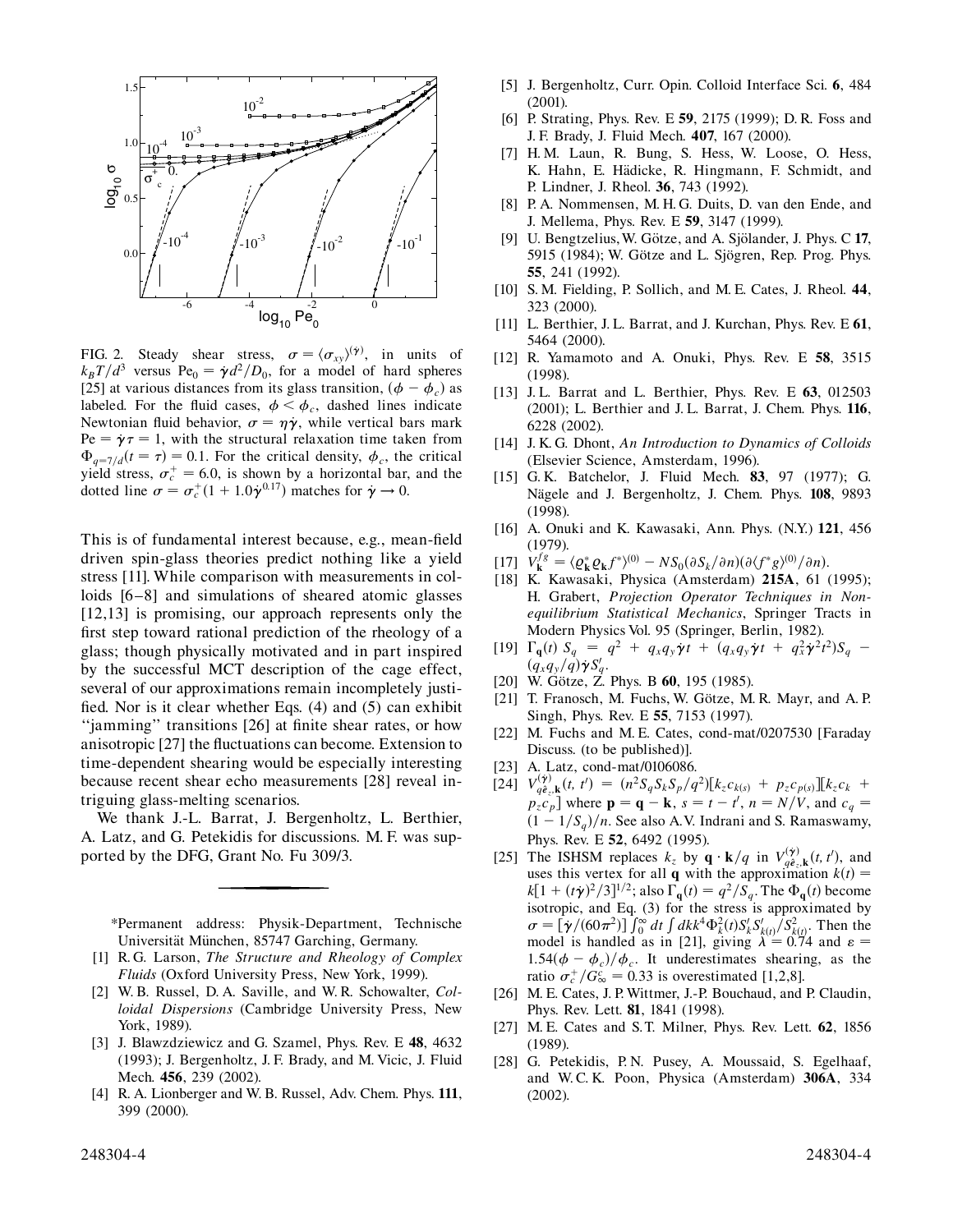1.5
1.0
0.5
0.0
$\log_{10} \sigma$
-6
-4
-2
0
$\log_{10}$ Pe$_0$
$10^{-2}$
$10^{-3}$
$10^{-4}$
0.
$\sigma_c^+$
$-10^{-4}$
$-10^{-3}$
$-10^{-2}$
$-10^{-1}$

FIG. 2. Steady shear stress, $\sigma = \langle \sigma_{xy} \rangle^{(\dot\gamma)}$, in units of $k_B T/d^3$ versus $\mathrm{Pe}_0 = \dot\gamma d^2/D_0$, for a model of hard spheres [25] at various distances from its glass transition, $(\phi - \phi_c)$ as labeled. For the fluid cases, $\phi < \phi_c$, dashed lines indicate Newtonian fluid behavior, $\sigma = \eta\dot\gamma$, while vertical bars mark $\mathrm{Pe} = \dot\gamma\tau = 1$, with the structural relaxation time taken from $\Phi_{q=7/d}(t = \tau) = 0.1$. For the critical density, $\phi_c$, the critical yield stress, $\sigma_c^+ = 6.0$, is shown by a horizontal bar, and the dotted line $\sigma = \sigma_c^+(1 + 1.0\dot\gamma^{0.17})$ matches for $\dot\gamma \to 0$.

This is of fundamental interest because, e.g., mean-field driven spin-glass theories predict nothing like a yield stress [11]. While comparison with measurements in colloids [6–8] and simulations of sheared atomic glasses [12,13] is promising, our approach represents only the first step toward rational prediction of the rheology of a glass; though physically motivated and in part inspired by the successful MCT description of the cage effect, several of our approximations remain incompletely justified. Nor is it clear whether Eqs. (4) and (5) can exhibit "jamming" transitions [26] at finite shear rates, or how anisotropic [27] the fluctuations can become. Extension to time-dependent shearing would be especially interesting because recent shear echo measurements [28] reveal intriguing glass-melting scenarios.

We thank J.-L. Barrat, J. Bergenholtz, L. Berthier, A. Latz, and G. Petekidis for discussions. M. F. was supported by the DFG, Grant No. Fu 309/3.

---

*Permanent address: Physik-Department, Technische Universität München, 85747 Garching, Germany.

[1] R. G. Larson, *The Structure and Rheology of Complex Fluids* (Oxford University Press, New York, 1999).

[2] W. B. Russel, D. A. Saville, and W. R. Schowalter, *Colloidal Dispersions* (Cambridge University Press, New York, 1989).

[3] J. Blawzdziewicz and G. Szamel, Phys. Rev. E **48**, 4632 (1993); J. Bergenholtz, J. F. Brady, and M. Vicic, J. Fluid Mech. **456**, 239 (2002).

[4] R. A. Lionberger and W. B. Russel, Adv. Chem. Phys. **111**, 399 (2000).

[5] J. Bergenholtz, Curr. Opin. Colloid Interface Sci. **6**, 484 (2001).

[6] P. Strating, Phys. Rev. E **59**, 2175 (1999); D. R. Foss and J. F. Brady, J. Fluid Mech. **407**, 167 (2000).

[7] H. M. Laun, R. Bung, S. Hess, W. Loose, O. Hess, K. Hahn, E. Hädicke, R. Hingmann, F. Schmidt, and P. Lindner, J. Rheol. **36**, 743 (1992).

[8] P. A. Nommensen, M. H. G. Duits, D. van den Ende, and J. Mellema, Phys. Rev. E **59**, 3147 (1999).

[9] U. Bengtzelius, W. Götze, and A. Sjölander, J. Phys. C **17**, 5915 (1984); W. Götze and L. Sjögren, Rep. Prog. Phys. **55**, 241 (1992).

[10] S. M. Fielding, P. Sollich, and M. E. Cates, J. Rheol. **44**, 323 (2000).

[11] L. Berthier, J. L. Barrat, and J. Kurchan, Phys. Rev. E **61**, 5464 (2000).

[12] R. Yamamoto and A. Onuki, Phys. Rev. E **58**, 3515 (1998).

[13] J. L. Barrat and L. Berthier, Phys. Rev. E **63**, 012503 (2001); L. Berthier and J. L. Barrat, J. Chem. Phys. **116**, 6228 (2002).

[14] J. K. G. Dhont, *An Introduction to Dynamics of Colloids* (Elsevier Science, Amsterdam, 1996).

[15] G. K. Batchelor, J. Fluid Mech. **83**, 97 (1977); G. Nägele and J. Bergenholtz, J. Chem. Phys. **108**, 9893 (1998).

[16] A. Onuki and K. Kawasaki, Ann. Phys. (N.Y.) **121**, 456 (1979).

[17] $V_{\mathbf{k}}^{fg} = \langle \varrho_{\mathbf{k}}^* \varrho_{\mathbf{k}} f^* \rangle^{(0)} - N S_0 (\partial S_k / \partial n)(\partial \langle f^* g \rangle^{(0)} / \partial n)$.

[18] K. Kawasaki, Physica (Amsterdam) **215A**, 61 (1995); H. Grabert, *Projection Operator Techniques in Nonequilibrium Statistical Mechanics*, Springer Tracts in Modern Physics Vol. 95 (Springer, Berlin, 1982).

[19] $\Gamma_{\mathbf{q}}(t)\, S_q = q^2 + q_x q_y \dot\gamma t + (q_x q_y \dot\gamma t + q_x^2 \dot\gamma^2 t^2) S_q - (q_x q_y / q) \dot\gamma S_q'$.

[20] W. Götze, Z. Phys. B **60**, 195 (1985).

[21] T. Franosch, M. Fuchs, W. Götze, M. R. Mayr, and A. P. Singh, Phys. Rev. E **55**, 7153 (1997).

[22] M. Fuchs and M. E. Cates, cond-mat/0207530 [Faraday Discuss. (to be published)].

[23] A. Latz, cond-mat/0106086.

[24] $V_{q\hat{\mathbf{e}}_z,\mathbf{k}}^{(\dot\gamma)}(t,t') = (n^2 S_q S_k S_p / q^2)[k_z c_{k(s)} + p_z c_{p(s)}][k_z c_k + p_z c_p]$ where $\mathbf{p} = \mathbf{q} - \mathbf{k}$, $s = t - t'$, $n = N/V$, and $c_q = (1 - 1/S_q)/n$. See also A. V. Indrani and S. Ramaswamy, Phys. Rev. E **52**, 6492 (1995).

[25] The ISHSM replaces $k_z$ by $\mathbf{q} \cdot \mathbf{k}/q$ in $V_{q\hat{\mathbf{e}}_z,\mathbf{k}}^{(\dot\gamma)}(t,t')$, and uses this vertex for all $\mathbf{q}$ with the approximation $k(t) = k[1 + (t\dot\gamma)^2/3]^{1/2}$; also $\Gamma_{\mathbf{q}}(t) = q^2/S_q$. The $\Phi_{\mathbf{q}}(t)$ become isotropic, and Eq. (3) for the stress is approximated by $\sigma = [\dot\gamma/(60\pi^2)] \int_0^\infty dt \int dk k^4 \Phi_k^2(t) S_k' S_{k(t)}' / S_{k(t)}^2$. Then the model is handled as in [21], giving $\lambda = 0.74$ and $\varepsilon = 1.54(\phi - \phi_c)/\phi_c$. It underestimates shearing, as the ratio $\sigma_c^+/G_\infty^c = 0.33$ is overestimated [1,2,8].

[26] M. E. Cates, J. P. Wittmer, J.-P. Bouchaud, and P. Claudin, Phys. Rev. Lett. **81**, 1841 (1998).

[27] M. E. Cates and S. T. Milner, Phys. Rev. Lett. **62**, 1856 (1989).

[28] G. Petekidis, P. N. Pusey, A. Moussaid, S. Egelhaaf, and W. C. K. Poon, Physica (Amsterdam) **306A**, 334 (2002).